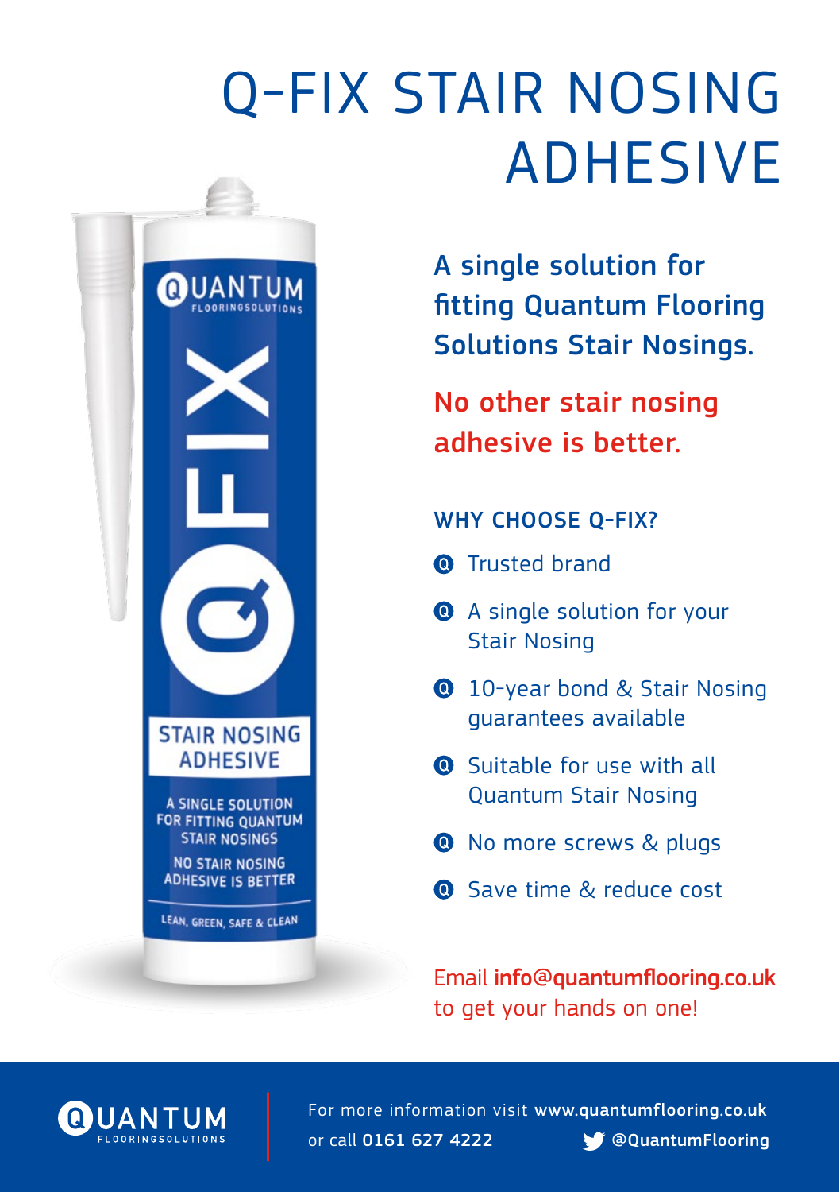# Q-FIX STAIR NOSING ADHESIVE

**A single solution for fitting Quantum Flooring Solutions Stair Nosings.**

**No other stair nosing adhesive is better.**

## WHY CHOOSE Q-FIX?

- Trusted brand
- A single solution for your Stair Nosing
- 10-year bond & Stair Nosing guarantees available
- Suitable for use with all Quantum Stair Nosing
- No more screws & plugs
- Save time & reduce cost

Email **info@quantumflooring.co.uk** to get your hands on one!

For more information visit **www.quantumflooring.co.uk** or call **0161 627 4222** **@QuantumFlooring**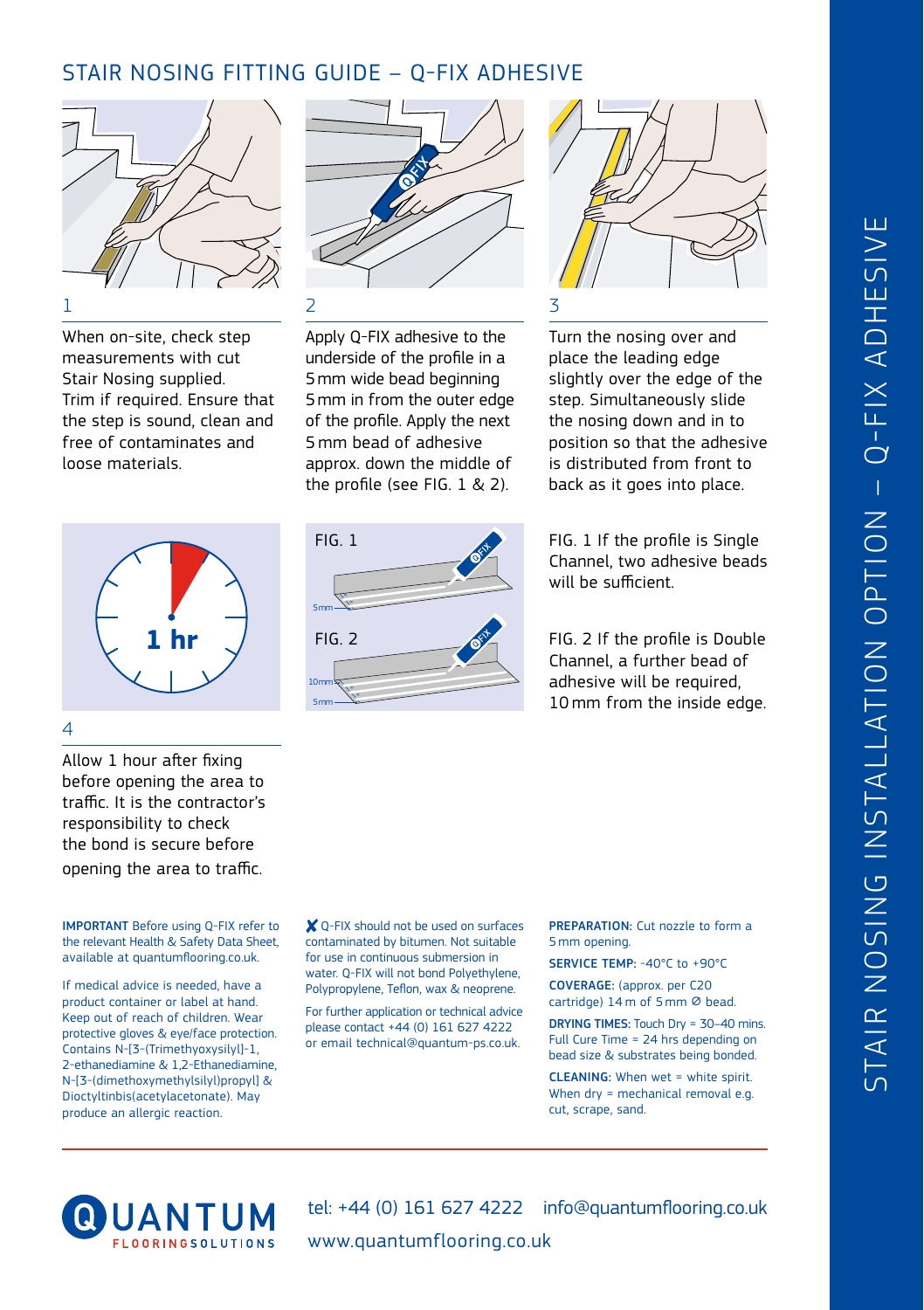# STAIR NOSING FITTING GUIDE – Q-FIX ADHESIVE

1

When on-site, check step measurements with cut Stair Nosing supplied. Trim if required. Ensure that the step is sound, clean and free of contaminates and loose materials.

2

Apply Q-FIX adhesive to the underside of the profile in a 5 mm wide bead beginning 5 mm in from the outer edge of the profile. Apply the next 5 mm bead of adhesive approx. down the middle of the profile (see FIG. 1 & 2).

3

Turn the nosing over and place the leading edge slightly over the edge of the step. Simultaneously slide the nosing down and in to position so that the adhesive is distributed from front to back as it goes into place.

1 hr

4

Allow 1 hour after fixing before opening the area to traffic. It is the contractor's responsibility to check the bond is secure before opening the area to traffic.

FIG. 1

5mm

FIG. 2

10mm

5mm

FIG. 1 If the profile is Single Channel, two adhesive beads will be sufficient.

FIG. 2 If the profile is Double Channel, a further bead of adhesive will be required, 10 mm from the inside edge.

**IMPORTANT** Before using Q-FIX refer to the relevant Health & Safety Data Sheet, available at quantumflooring.co.uk.

If medical advice is needed, have a product container or label at hand. Keep out of reach of children. Wear protective gloves & eye/face protection. Contains N-[3-(Trimethyoxysilyl]-1, 2-ethanediamine & 1,2-Ethanediamine, N-[3-(dimethoxymethylsilyl)propyl] & Dioctyltinbis(acetylacetonate). May produce an allergic reaction.

✘ Q-FIX should not be used on surfaces contaminated by bitumen. Not suitable for use in continuous submersion in water. Q-FIX will not bond Polyethylene, Polypropylene, Teflon, wax & neoprene.

For further application or technical advice please contact +44 (0) 161 627 4222 or email technical@quantum-ps.co.uk.

**PREPARATION:** Cut nozzle to form a 5 mm opening.

**SERVICE TEMP:** -40°C to +90°C

**COVERAGE:** (approx. per C20 cartridge) 14 m of 5 mm Ø bead.

**DRYING TIMES:** Touch Dry = 30–40 mins. Full Cure Time = 24 hrs depending on bead size & substrates being bonded.

**CLEANING:** When wet = white spirit. When dry = mechanical removal e.g. cut, scrape, sand.

QUANTUM FLOORING SOLUTIONS

tel: +44 (0) 161 627 4222 info@quantumflooring.co.uk
www.quantumflooring.co.uk

STAIR NOSING INSTALLATION OPTION – Q-FIX ADHESIVE